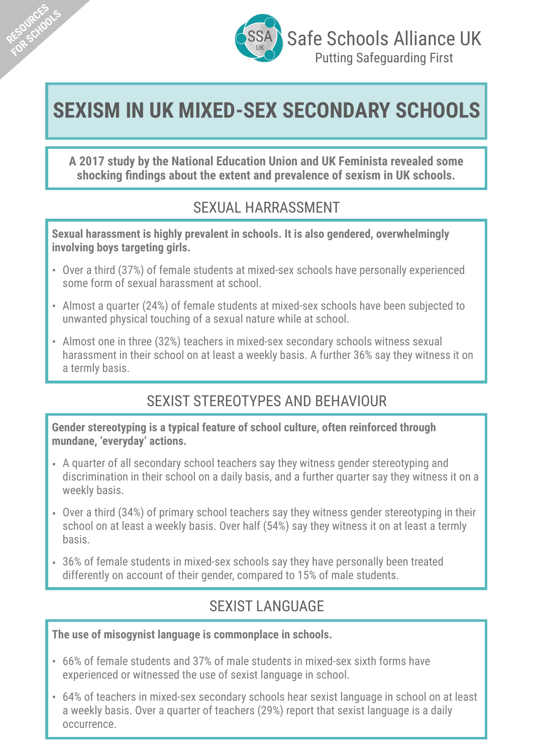RESOURCES FOR SCHOOLS

Safe Schools Alliance UK
Putting Safeguarding First

# SEXISM IN UK MIXED-SEX SECONDARY SCHOOLS

**A 2017 study by the National Education Union and UK Feminista revealed some shocking findings about the extent and prevalence of sexism in UK schools.**

## SEXUAL HARRASSMENT

**Sexual harassment is highly prevalent in schools. It is also gendered, overwhelmingly involving boys targeting girls.**

- Over a third (37%) of female students at mixed-sex schools have personally experienced some form of sexual harassment at school.
- Almost a quarter (24%) of female students at mixed-sex schools have been subjected to unwanted physical touching of a sexual nature while at school.
- Almost one in three (32%) teachers in mixed-sex secondary schools witness sexual harassment in their school on at least a weekly basis. A further 36% say they witness it on a termly basis.

## SEXIST STEREOTYPES AND BEHAVIOUR

**Gender stereotyping is a typical feature of school culture, often reinforced through mundane, 'everyday' actions.**

- A quarter of all secondary school teachers say they witness gender stereotyping and discrimination in their school on a daily basis, and a further quarter say they witness it on a weekly basis.
- Over a third (34%) of primary school teachers say they witness gender stereotyping in their school on at least a weekly basis. Over half (54%) say they witness it on at least a termly basis.
- 36% of female students in mixed-sex schools say they have personally been treated differently on account of their gender, compared to 15% of male students.

## SEXIST LANGUAGE

**The use of misogynist language is commonplace in schools.**

- 66% of female students and 37% of male students in mixed-sex sixth forms have experienced or witnessed the use of sexist language in school.
- 64% of teachers in mixed-sex secondary schools hear sexist language in school on at least a weekly basis. Over a quarter of teachers (29%) report that sexist language is a daily occurrence.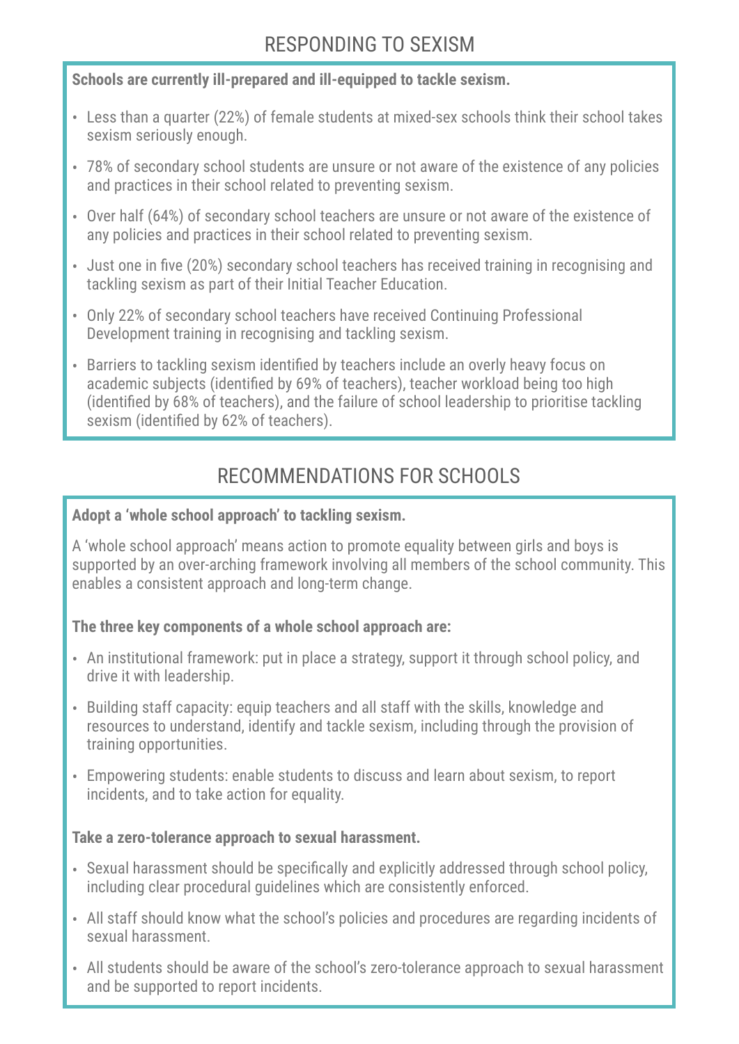## RESPONDING TO SEXISM

**Schools are currently ill-prepared and ill-equipped to tackle sexism.**

- Less than a quarter (22%) of female students at mixed-sex schools think their school takes sexism seriously enough.
- 78% of secondary school students are unsure or not aware of the existence of any policies and practices in their school related to preventing sexism.
- Over half (64%) of secondary school teachers are unsure or not aware of the existence of any policies and practices in their school related to preventing sexism.
- Just one in five (20%) secondary school teachers has received training in recognising and tackling sexism as part of their Initial Teacher Education.
- Only 22% of secondary school teachers have received Continuing Professional Development training in recognising and tackling sexism.
- Barriers to tackling sexism identified by teachers include an overly heavy focus on academic subjects (identified by 69% of teachers), teacher workload being too high (identified by 68% of teachers), and the failure of school leadership to prioritise tackling sexism (identified by 62% of teachers).

## RECOMMENDATIONS FOR SCHOOLS

**Adopt a 'whole school approach' to tackling sexism.**

A 'whole school approach' means action to promote equality between girls and boys is supported by an over-arching framework involving all members of the school community. This enables a consistent approach and long-term change.

**The three key components of a whole school approach are:**

- An institutional framework: put in place a strategy, support it through school policy, and drive it with leadership.
- Building staff capacity: equip teachers and all staff with the skills, knowledge and resources to understand, identify and tackle sexism, including through the provision of training opportunities.
- Empowering students: enable students to discuss and learn about sexism, to report incidents, and to take action for equality.

**Take a zero-tolerance approach to sexual harassment.**

- Sexual harassment should be specifically and explicitly addressed through school policy, including clear procedural guidelines which are consistently enforced.
- All staff should know what the school's policies and procedures are regarding incidents of sexual harassment.
- All students should be aware of the school's zero-tolerance approach to sexual harassment and be supported to report incidents.